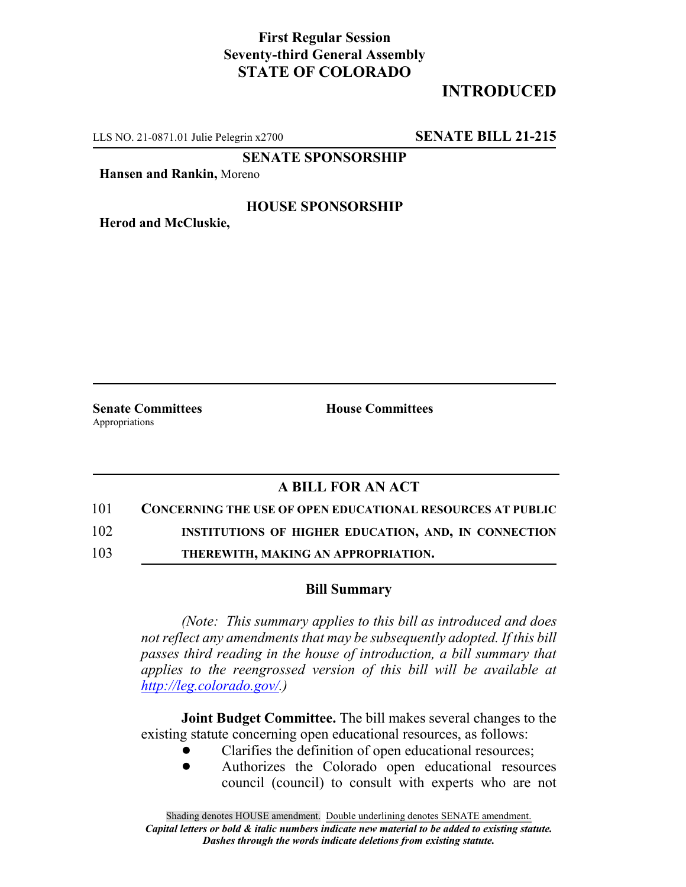**First Regular Session**
**Seventy-third General Assembly**
**STATE OF COLORADO**

**INTRODUCED**

LLS NO. 21-0871.01 Julie Pelegrin x2700 **SENATE BILL 21-215**

**SENATE SPONSORSHIP**

**Hansen and Rankin,** Moreno

**HOUSE SPONSORSHIP**

**Herod and McCluskie,**

**Senate Committees**
Appropriations

**House Committees**

## A BILL FOR AN ACT

101 **CONCERNING THE USE OF OPEN EDUCATIONAL RESOURCES AT PUBLIC**
102 **INSTITUTIONS OF HIGHER EDUCATION, AND, IN CONNECTION**
103 **THEREWITH, MAKING AN APPROPRIATION.**

### Bill Summary

*(Note: This summary applies to this bill as introduced and does not reflect any amendments that may be subsequently adopted. If this bill passes third reading in the house of introduction, a bill summary that applies to the reengrossed version of this bill will be available at http://leg.colorado.gov/.)*

**Joint Budget Committee.** The bill makes several changes to the existing statute concerning open educational resources, as follows:

- Clarifies the definition of open educational resources;
- Authorizes the Colorado open educational resources council (council) to consult with experts who are not

Shading denotes HOUSE amendment. Double underlining denotes SENATE amendment.
*Capital letters or bold & italic numbers indicate new material to be added to existing statute.*
*Dashes through the words indicate deletions from existing statute.*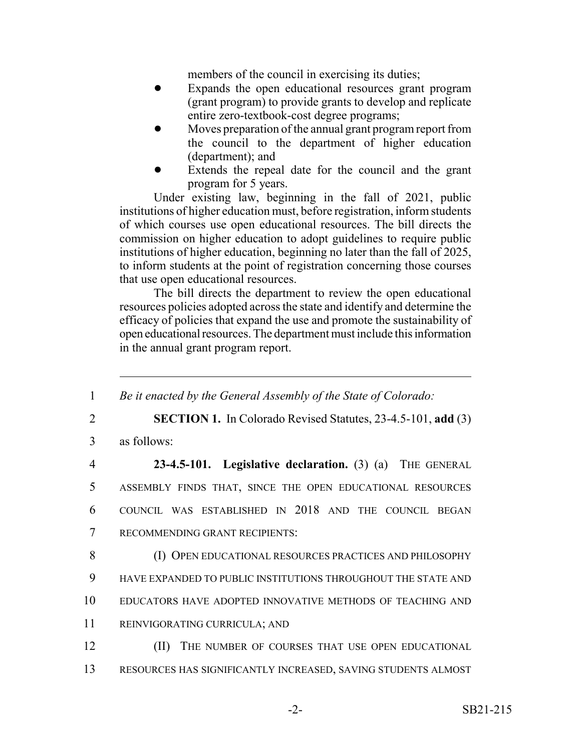members of the council in exercising its duties;

- Expands the open educational resources grant program (grant program) to provide grants to develop and replicate entire zero-textbook-cost degree programs;
- Moves preparation of the annual grant program report from the council to the department of higher education (department); and
- Extends the repeal date for the council and the grant program for 5 years.

Under existing law, beginning in the fall of 2021, public institutions of higher education must, before registration, inform students of which courses use open educational resources. The bill directs the commission on higher education to adopt guidelines to require public institutions of higher education, beginning no later than the fall of 2025, to inform students at the point of registration concerning those courses that use open educational resources.

The bill directs the department to review the open educational resources policies adopted across the state and identify and determine the efficacy of policies that expand the use and promote the sustainability of open educational resources. The department must include this information in the annual grant program report.

---

1 *Be it enacted by the General Assembly of the State of Colorado:*

2 **SECTION 1.** In Colorado Revised Statutes, 23-4.5-101, **add** (3)

3 as follows:

4 **23-4.5-101. Legislative declaration.** (3) (a) THE GENERAL

5 ASSEMBLY FINDS THAT, SINCE THE OPEN EDUCATIONAL RESOURCES

6 COUNCIL WAS ESTABLISHED IN 2018 AND THE COUNCIL BEGAN

7 RECOMMENDING GRANT RECIPIENTS:

8 (I) OPEN EDUCATIONAL RESOURCES PRACTICES AND PHILOSOPHY

9 HAVE EXPANDED TO PUBLIC INSTITUTIONS THROUGHOUT THE STATE AND

10 EDUCATORS HAVE ADOPTED INNOVATIVE METHODS OF TEACHING AND

11 REINVIGORATING CURRICULA; AND

12 (II) THE NUMBER OF COURSES THAT USE OPEN EDUCATIONAL

13 RESOURCES HAS SIGNIFICANTLY INCREASED, SAVING STUDENTS ALMOST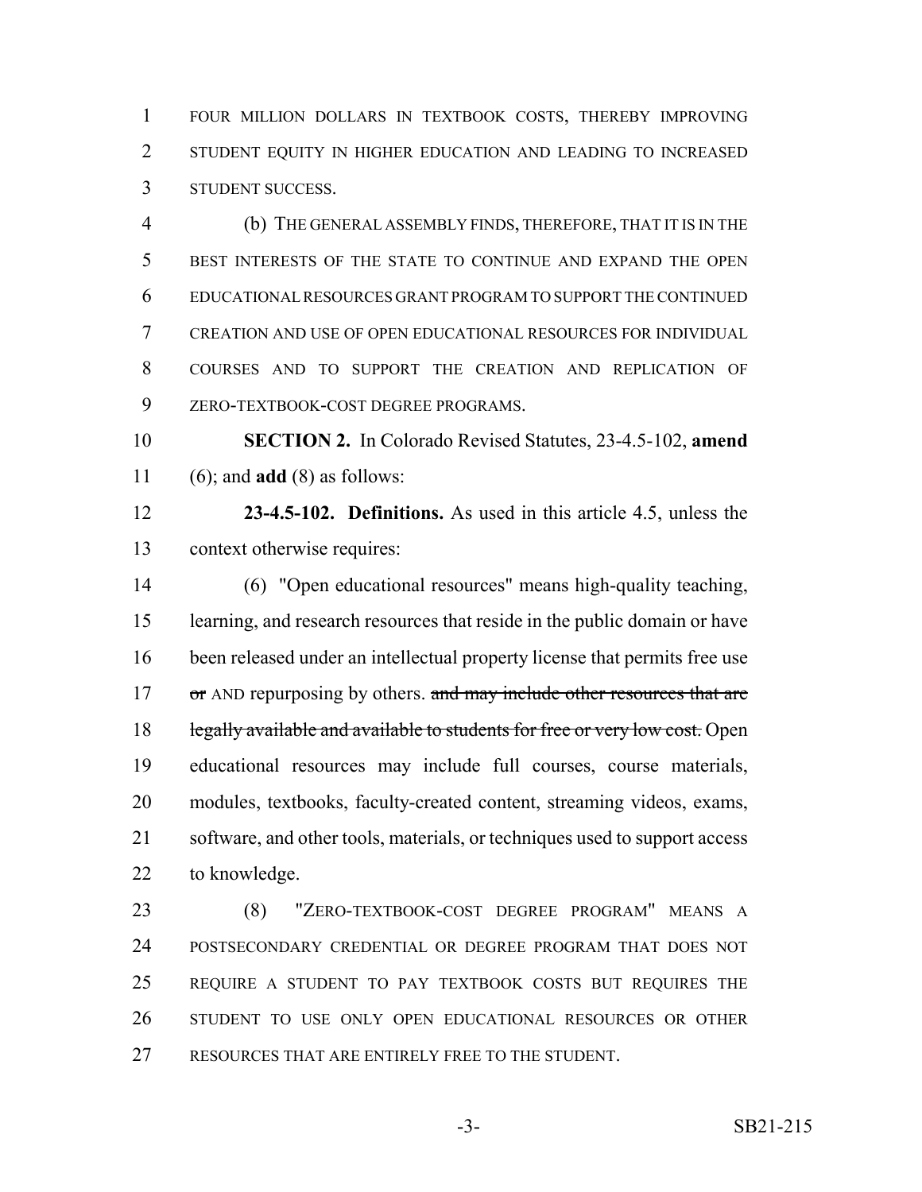FOUR MILLION DOLLARS IN TEXTBOOK COSTS, THEREBY IMPROVING STUDENT EQUITY IN HIGHER EDUCATION AND LEADING TO INCREASED STUDENT SUCCESS.

(b) THE GENERAL ASSEMBLY FINDS, THEREFORE, THAT IT IS IN THE BEST INTERESTS OF THE STATE TO CONTINUE AND EXPAND THE OPEN EDUCATIONAL RESOURCES GRANT PROGRAM TO SUPPORT THE CONTINUED CREATION AND USE OF OPEN EDUCATIONAL RESOURCES FOR INDIVIDUAL COURSES AND TO SUPPORT THE CREATION AND REPLICATION OF ZERO-TEXTBOOK-COST DEGREE PROGRAMS.

**SECTION 2.** In Colorado Revised Statutes, 23-4.5-102, **amend** (6); and **add** (8) as follows:

**23-4.5-102. Definitions.** As used in this article 4.5, unless the context otherwise requires:

(6) "Open educational resources" means high-quality teaching, learning, and research resources that reside in the public domain or have been released under an intellectual property license that permits free use ~~or~~ AND repurposing by others. ~~and may include other resources that are legally available and available to students for free or very low cost.~~ Open educational resources may include full courses, course materials, modules, textbooks, faculty-created content, streaming videos, exams, software, and other tools, materials, or techniques used to support access to knowledge.

(8) "ZERO-TEXTBOOK-COST DEGREE PROGRAM" MEANS A POSTSECONDARY CREDENTIAL OR DEGREE PROGRAM THAT DOES NOT REQUIRE A STUDENT TO PAY TEXTBOOK COSTS BUT REQUIRES THE STUDENT TO USE ONLY OPEN EDUCATIONAL RESOURCES OR OTHER RESOURCES THAT ARE ENTIRELY FREE TO THE STUDENT.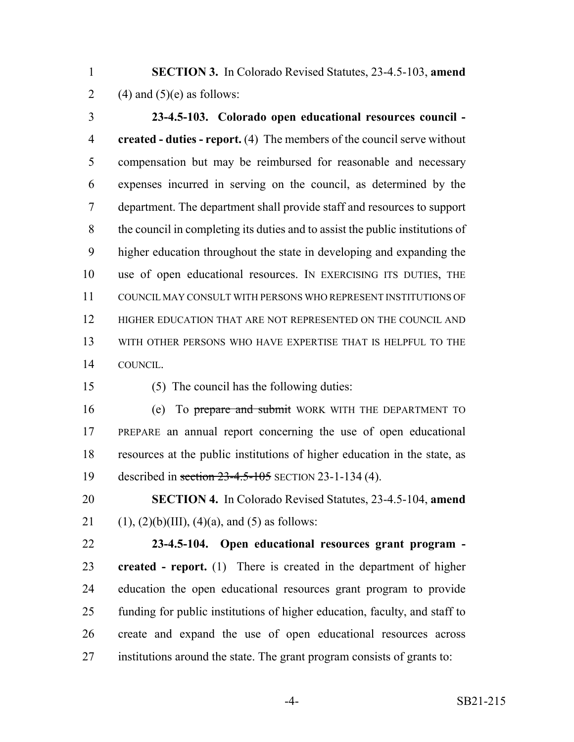**SECTION 3.** In Colorado Revised Statutes, 23-4.5-103, **amend** (4) and (5)(e) as follows:

**23-4.5-103. Colorado open educational resources council - created - duties - report.** (4) The members of the council serve without compensation but may be reimbursed for reasonable and necessary expenses incurred in serving on the council, as determined by the department. The department shall provide staff and resources to support the council in completing its duties and to assist the public institutions of higher education throughout the state in developing and expanding the use of open educational resources. IN EXERCISING ITS DUTIES, THE COUNCIL MAY CONSULT WITH PERSONS WHO REPRESENT INSTITUTIONS OF HIGHER EDUCATION THAT ARE NOT REPRESENTED ON THE COUNCIL AND WITH OTHER PERSONS WHO HAVE EXPERTISE THAT IS HELPFUL TO THE COUNCIL.

(5) The council has the following duties:

(e) To ~~prepare and submit~~ WORK WITH THE DEPARTMENT TO PREPARE an annual report concerning the use of open educational resources at the public institutions of higher education in the state, as described in ~~section 23-4.5-105~~ SECTION 23-1-134 (4).

**SECTION 4.** In Colorado Revised Statutes, 23-4.5-104, **amend** (1), (2)(b)(III), (4)(a), and (5) as follows:

**23-4.5-104. Open educational resources grant program - created - report.** (1) There is created in the department of higher education the open educational resources grant program to provide funding for public institutions of higher education, faculty, and staff to create and expand the use of open educational resources across institutions around the state. The grant program consists of grants to: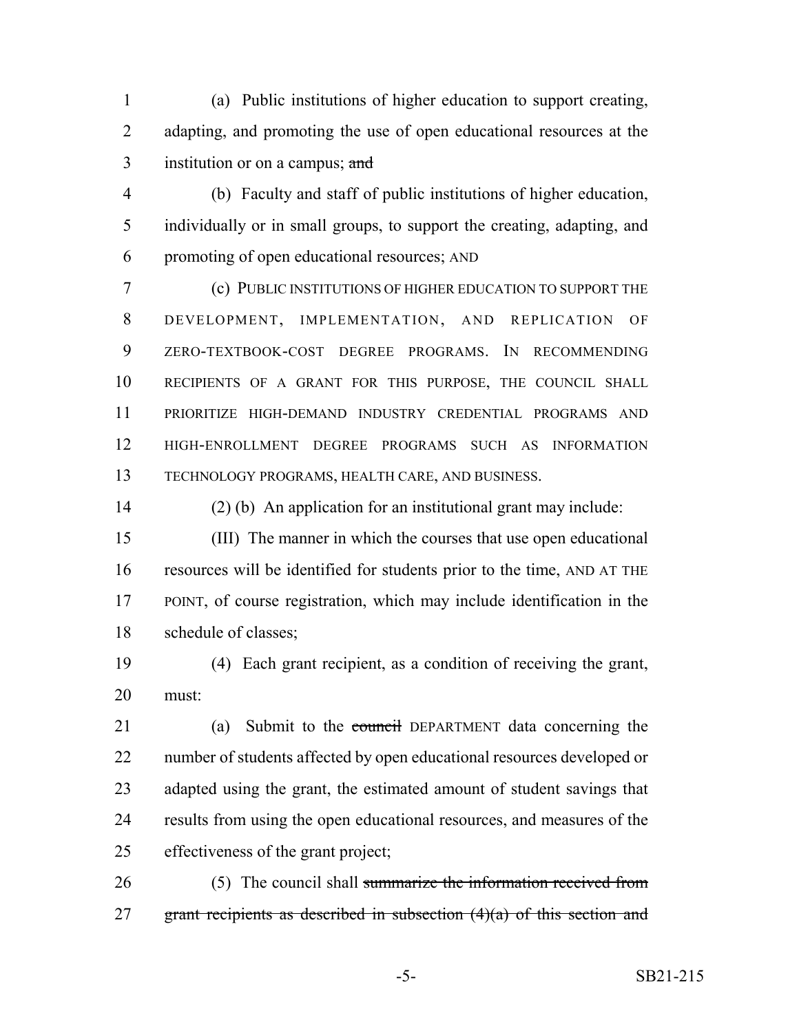(a) Public institutions of higher education to support creating, adapting, and promoting the use of open educational resources at the institution or on a campus; ~~and~~

(b) Faculty and staff of public institutions of higher education, individually or in small groups, to support the creating, adapting, and promoting of open educational resources; AND

(c) PUBLIC INSTITUTIONS OF HIGHER EDUCATION TO SUPPORT THE DEVELOPMENT, IMPLEMENTATION, AND REPLICATION OF ZERO-TEXTBOOK-COST DEGREE PROGRAMS. IN RECOMMENDING RECIPIENTS OF A GRANT FOR THIS PURPOSE, THE COUNCIL SHALL PRIORITIZE HIGH-DEMAND INDUSTRY CREDENTIAL PROGRAMS AND HIGH-ENROLLMENT DEGREE PROGRAMS SUCH AS INFORMATION TECHNOLOGY PROGRAMS, HEALTH CARE, AND BUSINESS.

(2) (b) An application for an institutional grant may include:

(III) The manner in which the courses that use open educational resources will be identified for students prior to the time, AND AT THE POINT, of course registration, which may include identification in the schedule of classes;

(4) Each grant recipient, as a condition of receiving the grant, must:

(a) Submit to the ~~council~~ DEPARTMENT data concerning the number of students affected by open educational resources developed or adapted using the grant, the estimated amount of student savings that results from using the open educational resources, and measures of the effectiveness of the grant project;

(5) The council shall ~~summarize the information received from grant recipients as described in subsection (4)(a) of this section and~~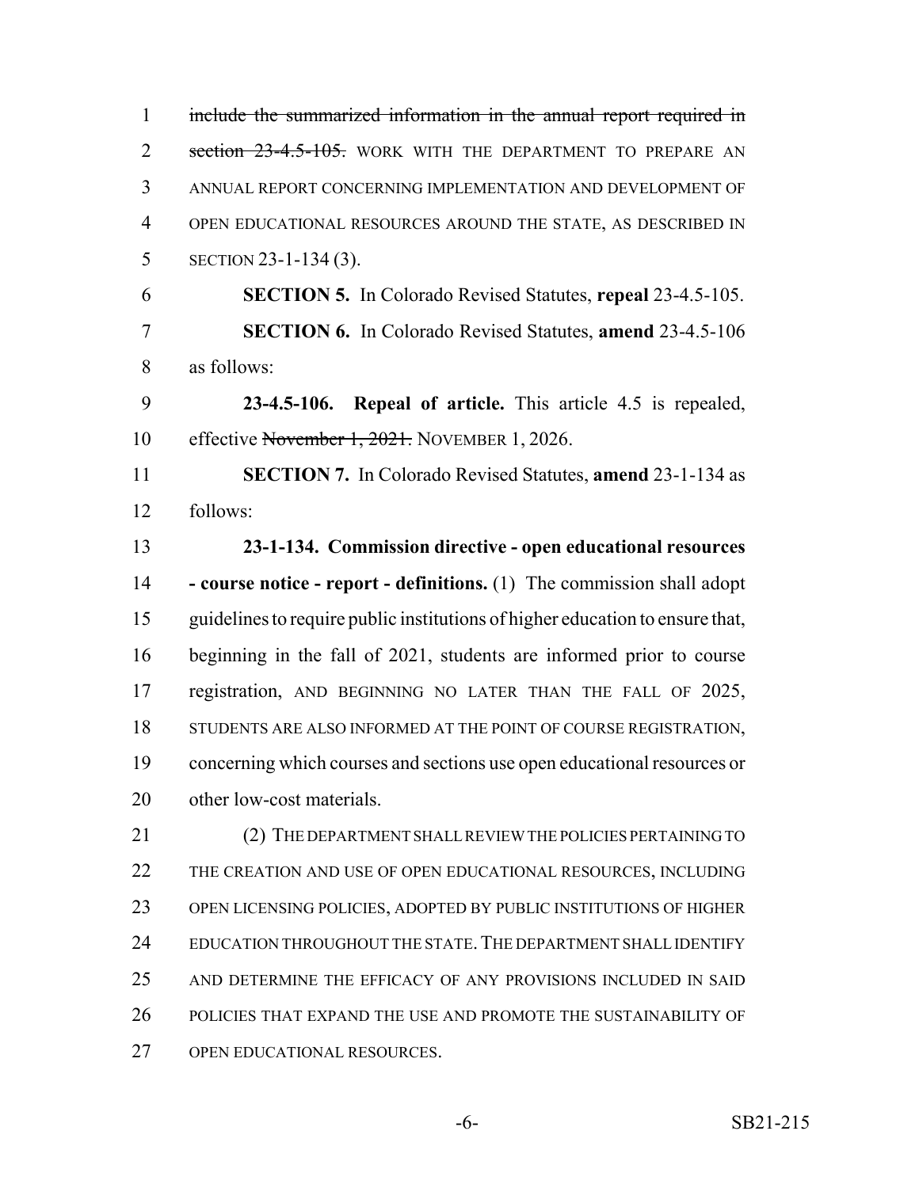~~include the summarized information in the annual report required in section 23-4.5-105.~~ WORK WITH THE DEPARTMENT TO PREPARE AN ANNUAL REPORT CONCERNING IMPLEMENTATION AND DEVELOPMENT OF OPEN EDUCATIONAL RESOURCES AROUND THE STATE, AS DESCRIBED IN SECTION 23-1-134 (3).

**SECTION 5.** In Colorado Revised Statutes, **repeal** 23-4.5-105.

**SECTION 6.** In Colorado Revised Statutes, **amend** 23-4.5-106 as follows:

**23-4.5-106. Repeal of article.** This article 4.5 is repealed, effective ~~November 1, 2021.~~ NOVEMBER 1, 2026.

**SECTION 7.** In Colorado Revised Statutes, **amend** 23-1-134 as follows:

**23-1-134. Commission directive - open educational resources - course notice - report - definitions.** (1) The commission shall adopt guidelines to require public institutions of higher education to ensure that, beginning in the fall of 2021, students are informed prior to course registration, AND BEGINNING NO LATER THAN THE FALL OF 2025, STUDENTS ARE ALSO INFORMED AT THE POINT OF COURSE REGISTRATION, concerning which courses and sections use open educational resources or other low-cost materials.

(2) THE DEPARTMENT SHALL REVIEW THE POLICIES PERTAINING TO THE CREATION AND USE OF OPEN EDUCATIONAL RESOURCES, INCLUDING OPEN LICENSING POLICIES, ADOPTED BY PUBLIC INSTITUTIONS OF HIGHER EDUCATION THROUGHOUT THE STATE. THE DEPARTMENT SHALL IDENTIFY AND DETERMINE THE EFFICACY OF ANY PROVISIONS INCLUDED IN SAID POLICIES THAT EXPAND THE USE AND PROMOTE THE SUSTAINABILITY OF OPEN EDUCATIONAL RESOURCES.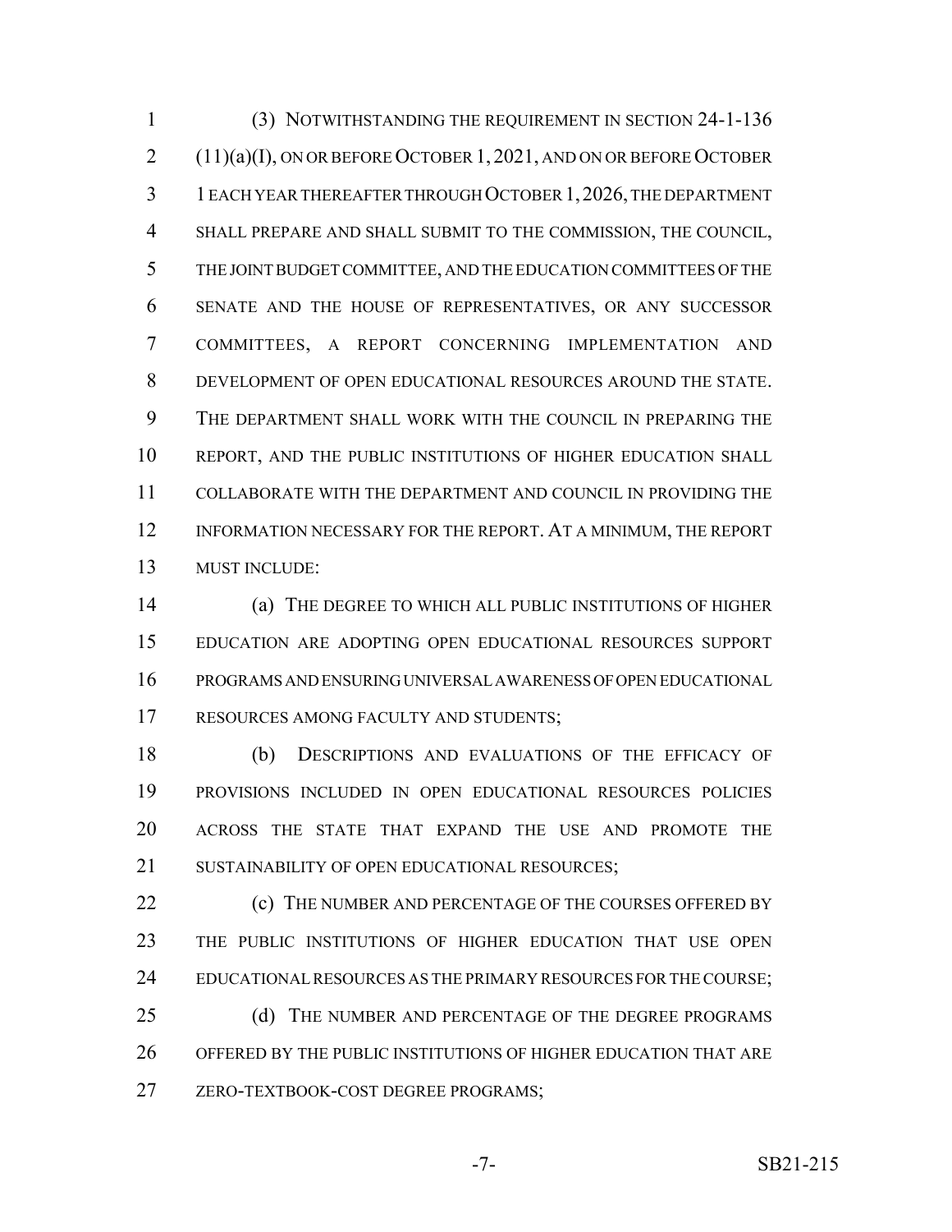(3) NOTWITHSTANDING THE REQUIREMENT IN SECTION 24-1-136 (11)(a)(I), ON OR BEFORE OCTOBER 1, 2021, AND ON OR BEFORE OCTOBER 1 EACH YEAR THEREAFTER THROUGH OCTOBER 1, 2026, THE DEPARTMENT SHALL PREPARE AND SHALL SUBMIT TO THE COMMISSION, THE COUNCIL, THE JOINT BUDGET COMMITTEE, AND THE EDUCATION COMMITTEES OF THE SENATE AND THE HOUSE OF REPRESENTATIVES, OR ANY SUCCESSOR COMMITTEES, A REPORT CONCERNING IMPLEMENTATION AND DEVELOPMENT OF OPEN EDUCATIONAL RESOURCES AROUND THE STATE. THE DEPARTMENT SHALL WORK WITH THE COUNCIL IN PREPARING THE REPORT, AND THE PUBLIC INSTITUTIONS OF HIGHER EDUCATION SHALL COLLABORATE WITH THE DEPARTMENT AND COUNCIL IN PROVIDING THE INFORMATION NECESSARY FOR THE REPORT. AT A MINIMUM, THE REPORT MUST INCLUDE:

(a) THE DEGREE TO WHICH ALL PUBLIC INSTITUTIONS OF HIGHER EDUCATION ARE ADOPTING OPEN EDUCATIONAL RESOURCES SUPPORT PROGRAMS AND ENSURING UNIVERSAL AWARENESS OF OPEN EDUCATIONAL RESOURCES AMONG FACULTY AND STUDENTS;

(b) DESCRIPTIONS AND EVALUATIONS OF THE EFFICACY OF PROVISIONS INCLUDED IN OPEN EDUCATIONAL RESOURCES POLICIES ACROSS THE STATE THAT EXPAND THE USE AND PROMOTE THE SUSTAINABILITY OF OPEN EDUCATIONAL RESOURCES;

(c) THE NUMBER AND PERCENTAGE OF THE COURSES OFFERED BY THE PUBLIC INSTITUTIONS OF HIGHER EDUCATION THAT USE OPEN EDUCATIONAL RESOURCES AS THE PRIMARY RESOURCES FOR THE COURSE;

(d) THE NUMBER AND PERCENTAGE OF THE DEGREE PROGRAMS OFFERED BY THE PUBLIC INSTITUTIONS OF HIGHER EDUCATION THAT ARE ZERO-TEXTBOOK-COST DEGREE PROGRAMS;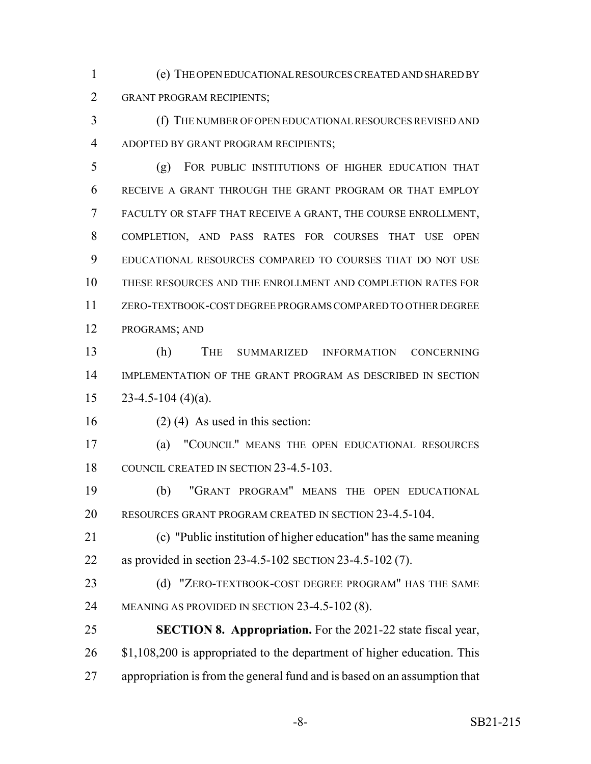(e) THE OPEN EDUCATIONAL RESOURCES CREATED AND SHARED BY GRANT PROGRAM RECIPIENTS;

(f) THE NUMBER OF OPEN EDUCATIONAL RESOURCES REVISED AND ADOPTED BY GRANT PROGRAM RECIPIENTS;

(g) FOR PUBLIC INSTITUTIONS OF HIGHER EDUCATION THAT RECEIVE A GRANT THROUGH THE GRANT PROGRAM OR THAT EMPLOY FACULTY OR STAFF THAT RECEIVE A GRANT, THE COURSE ENROLLMENT, COMPLETION, AND PASS RATES FOR COURSES THAT USE OPEN EDUCATIONAL RESOURCES COMPARED TO COURSES THAT DO NOT USE THESE RESOURCES AND THE ENROLLMENT AND COMPLETION RATES FOR ZERO-TEXTBOOK-COST DEGREE PROGRAMS COMPARED TO OTHER DEGREE PROGRAMS; AND

(h) THE SUMMARIZED INFORMATION CONCERNING IMPLEMENTATION OF THE GRANT PROGRAM AS DESCRIBED IN SECTION 23-4.5-104 (4)(a).

~~(2)~~ (4) As used in this section:

(a) "COUNCIL" MEANS THE OPEN EDUCATIONAL RESOURCES COUNCIL CREATED IN SECTION 23-4.5-103.

(b) "GRANT PROGRAM" MEANS THE OPEN EDUCATIONAL RESOURCES GRANT PROGRAM CREATED IN SECTION 23-4.5-104.

(c) "Public institution of higher education" has the same meaning as provided in ~~section 23-4.5-102~~ SECTION 23-4.5-102 (7).

(d) "ZERO-TEXTBOOK-COST DEGREE PROGRAM" HAS THE SAME MEANING AS PROVIDED IN SECTION 23-4.5-102 (8).

**SECTION 8. Appropriation.** For the 2021-22 state fiscal year, $1,108,200 is appropriated to the department of higher education. This appropriation is from the general fund and is based on an assumption that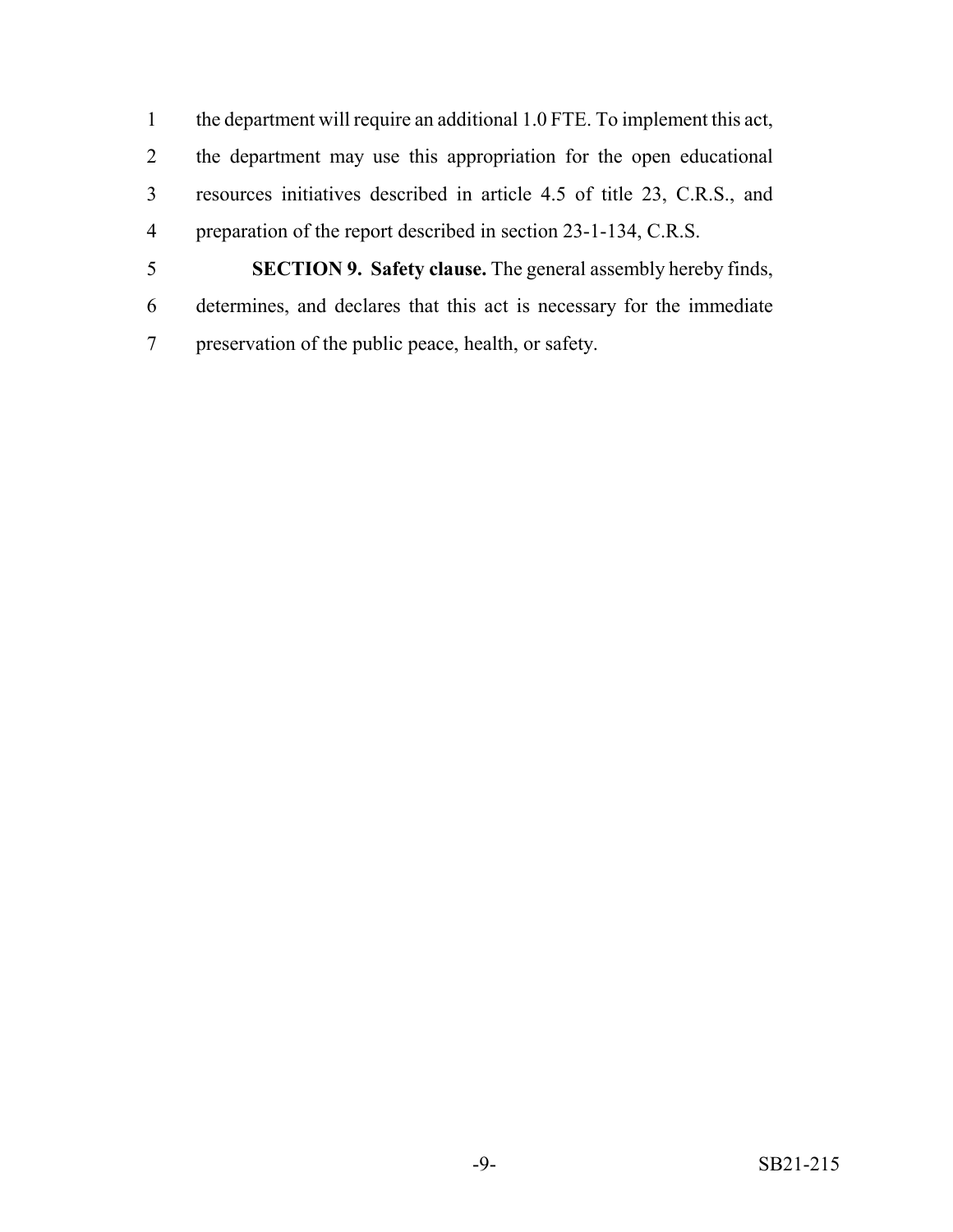the department will require an additional 1.0 FTE. To implement this act, the department may use this appropriation for the open educational resources initiatives described in article 4.5 of title 23, C.R.S., and preparation of the report described in section 23-1-134, C.R.S.

**SECTION 9. Safety clause.** The general assembly hereby finds, determines, and declares that this act is necessary for the immediate preservation of the public peace, health, or safety.